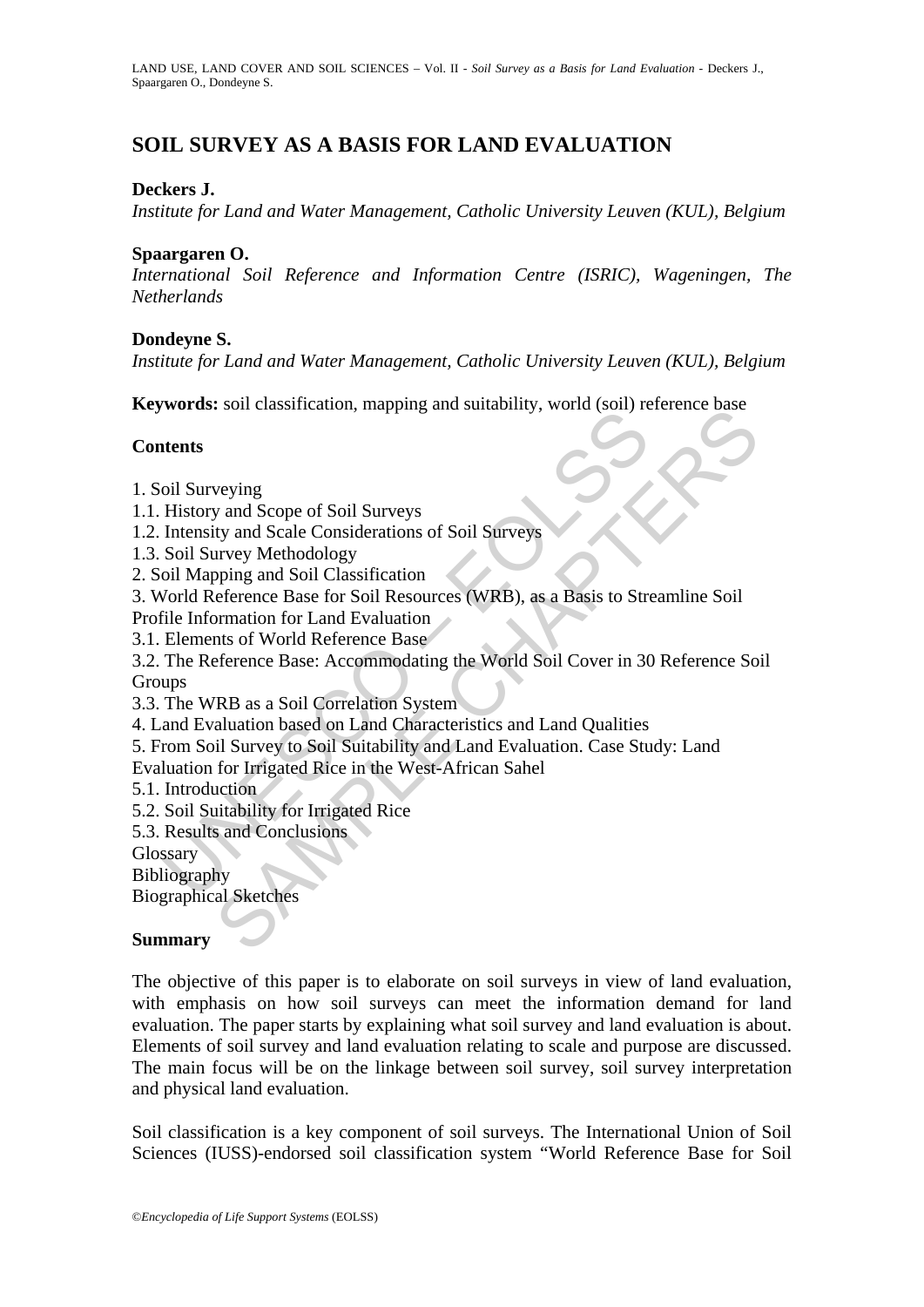# SOIL SURVEY AS A BASIS FOR LAND EVALUATION

**Deckers J.**

*Institute for Land and Water Management, Catholic University Leuven (KUL), Belgium*

**Spaargaren O.**

*International Soil Reference and Information Centre (ISRIC), Wageningen, The Netherlands*

**Dondeyne S.**

*Institute for Land and Water Management, Catholic University Leuven (KUL), Belgium*

**Keywords:** soil classification, mapping and suitability, world (soil) reference base

## Contents

1. Soil Surveying
1.1. History and Scope of Soil Surveys
1.2. Intensity and Scale Considerations of Soil Surveys
1.3. Soil Survey Methodology
2. Soil Mapping and Soil Classification
3. World Reference Base for Soil Resources (WRB), as a Basis to Streamline Soil Profile Information for Land Evaluation
3.1. Elements of World Reference Base
3.2. The Reference Base: Accommodating the World Soil Cover in 30 Reference Soil Groups
3.3. The WRB as a Soil Correlation System
4. Land Evaluation based on Land Characteristics and Land Qualities
5. From Soil Survey to Soil Suitability and Land Evaluation. Case Study: Land Evaluation for Irrigated Rice in the West-African Sahel
5.1. Introduction
5.2. Soil Suitability for Irrigated Rice
5.3. Results and Conclusions
Glossary
Bibliography
Biographical Sketches

## Summary

The objective of this paper is to elaborate on soil surveys in view of land evaluation, with emphasis on how soil surveys can meet the information demand for land evaluation. The paper starts by explaining what soil survey and land evaluation is about. Elements of soil survey and land evaluation relating to scale and purpose are discussed. The main focus will be on the linkage between soil survey, soil survey interpretation and physical land evaluation.

Soil classification is a key component of soil surveys. The International Union of Soil Sciences (IUSS)-endorsed soil classification system "World Reference Base for Soil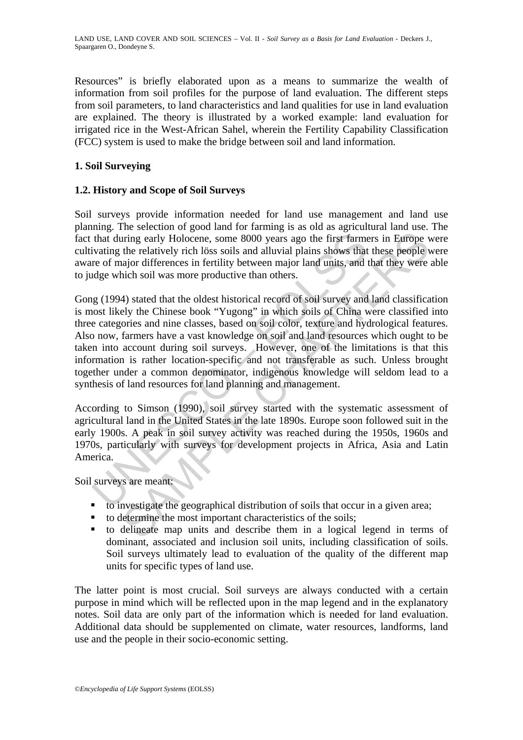Resources" is briefly elaborated upon as a means to summarize the wealth of information from soil profiles for the purpose of land evaluation. The different steps from soil parameters, to land characteristics and land qualities for use in land evaluation are explained. The theory is illustrated by a worked example: land evaluation for irrigated rice in the West-African Sahel, wherein the Fertility Capability Classification (FCC) system is used to make the bridge between soil and land information.

## 1. Soil Surveying

### 1.2. History and Scope of Soil Surveys

Soil surveys provide information needed for land use management and land use planning. The selection of good land for farming is as old as agricultural land use. The fact that during early Holocene, some 8000 years ago the first farmers in Europe were cultivating the relatively rich löss soils and alluvial plains shows that these people were aware of major differences in fertility between major land units, and that they were able to judge which soil was more productive than others.

Gong (1994) stated that the oldest historical record of soil survey and land classification is most likely the Chinese book "Yugong" in which soils of China were classified into three categories and nine classes, based on soil color, texture and hydrological features. Also now, farmers have a vast knowledge on soil and land resources which ought to be taken into account during soil surveys. However, one of the limitations is that this information is rather location-specific and not transferable as such. Unless brought together under a common denominator, indigenous knowledge will seldom lead to a synthesis of land resources for land planning and management.

According to Simson (1990), soil survey started with the systematic assessment of agricultural land in the United States in the late 1890s. Europe soon followed suit in the early 1900s. A peak in soil survey activity was reached during the 1950s, 1960s and 1970s, particularly with surveys for development projects in Africa, Asia and Latin America.

Soil surveys are meant:

- to investigate the geographical distribution of soils that occur in a given area;
- to determine the most important characteristics of the soils;
- to delineate map units and describe them in a logical legend in terms of dominant, associated and inclusion soil units, including classification of soils. Soil surveys ultimately lead to evaluation of the quality of the different map units for specific types of land use.

The latter point is most crucial. Soil surveys are always conducted with a certain purpose in mind which will be reflected upon in the map legend and in the explanatory notes. Soil data are only part of the information which is needed for land evaluation. Additional data should be supplemented on climate, water resources, landforms, land use and the people in their socio-economic setting.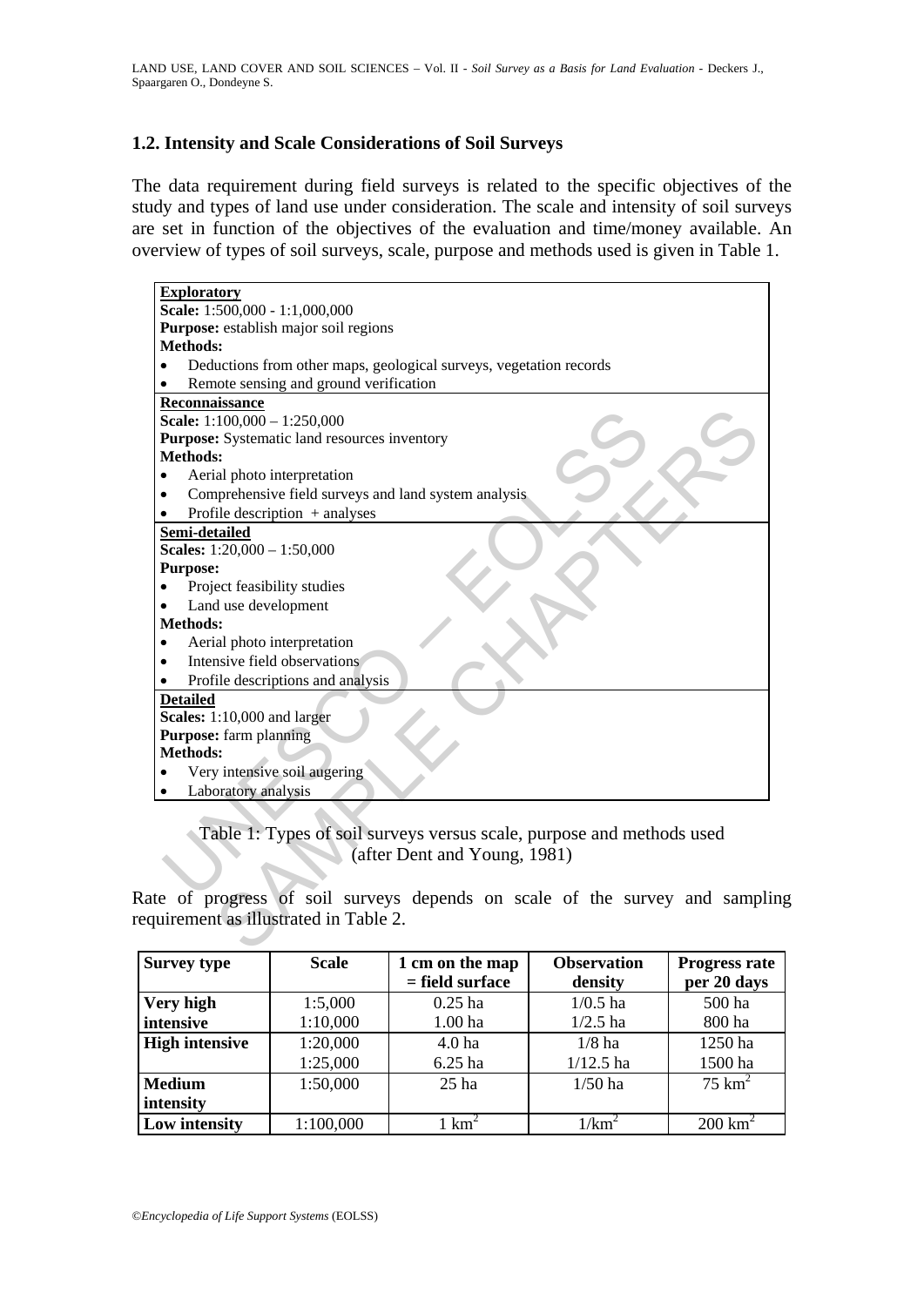### 1.2. Intensity and Scale Considerations of Soil Surveys

The data requirement during field surveys is related to the specific objectives of the study and types of land use under consideration. The scale and intensity of soil surveys are set in function of the objectives of the evaluation and time/money available. An overview of types of soil surveys, scale, purpose and methods used is given in Table 1.

**Exploratory**
**Scale:** 1:500,000 - 1:1,000,000
**Purpose:** establish major soil regions
**Methods:**
- Deductions from other maps, geological surveys, vegetation records
- Remote sensing and ground verification

**Reconnaissance**
**Scale:** 1:100,000 – 1:250,000
**Purpose:** Systematic land resources inventory
**Methods:**
- Aerial photo interpretation
- Comprehensive field surveys and land system analysis
- Profile description + analyses

**Semi-detailed**
**Scales:** 1:20,000 – 1:50,000
**Purpose:**
- Project feasibility studies
- Land use development

**Methods:**
- Aerial photo interpretation
- Intensive field observations
- Profile descriptions and analysis

**Detailed**
**Scales:** 1:10,000 and larger
**Purpose:** farm planning
**Methods:**
- Very intensive soil augering
- Laboratory analysis

Table 1: Types of soil surveys versus scale, purpose and methods used (after Dent and Young, 1981)

Rate of progress of soil surveys depends on scale of the survey and sampling requirement as illustrated in Table 2.

| Survey type | Scale | 1 cm on the map = field surface | Observation density | Progress rate per 20 days |
|---|---|---|---|---|
| Very high intensive | 1:5,000 | 0.25 ha | 1/0.5 ha | 500 ha |
| | 1:10,000 | 1.00 ha | 1/2.5 ha | 800 ha |
| High intensive | 1:20,000 | 4.0 ha | 1/8 ha | 1250 ha |
| | 1:25,000 | 6.25 ha | 1/12.5 ha | 1500 ha |
| Medium intensity | 1:50,000 | 25 ha | 1/50 ha | 75 $km^2$ |
| Low intensity | 1:100,000 | 1 $km^2$ | 1/$km^2$ | 200 $km^2$ |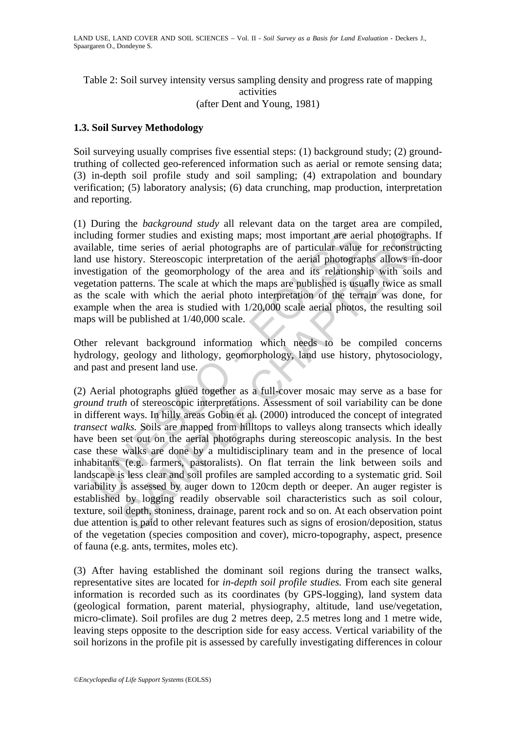Table 2: Soil survey intensity versus sampling density and progress rate of mapping activities
(after Dent and Young, 1981)

### 1.3. Soil Survey Methodology

Soil surveying usually comprises five essential steps: (1) background study; (2) ground-truthing of collected geo-referenced information such as aerial or remote sensing data; (3) in-depth soil profile study and soil sampling; (4) extrapolation and boundary verification; (5) laboratory analysis; (6) data crunching, map production, interpretation and reporting.

(1) During the *background study* all relevant data on the target area are compiled, including former studies and existing maps; most important are aerial photographs. If available, time series of aerial photographs are of particular value for reconstructing land use history. Stereoscopic interpretation of the aerial photographs allows in-door investigation of the geomorphology of the area and its relationship with soils and vegetation patterns. The scale at which the maps are published is usually twice as small as the scale with which the aerial photo interpretation of the terrain was done, for example when the area is studied with 1/20,000 scale aerial photos, the resulting soil maps will be published at 1/40,000 scale.

Other relevant background information which needs to be compiled concerns hydrology, geology and lithology, geomorphology, land use history, phytosociology, and past and present land use.

(2) Aerial photographs glued together as a full-cover mosaic may serve as a base for *ground truth* of stereoscopic interpretations. Assessment of soil variability can be done in different ways. In hilly areas Gobin et al. (2000) introduced the concept of integrated *transect walks.* Soils are mapped from hilltops to valleys along transects which ideally have been set out on the aerial photographs during stereoscopic analysis. In the best case these walks are done by a multidisciplinary team and in the presence of local inhabitants (e.g. farmers, pastoralists). On flat terrain the link between soils and landscape is less clear and soil profiles are sampled according to a systematic grid. Soil variability is assessed by auger down to 120cm depth or deeper. An auger register is established by logging readily observable soil characteristics such as soil colour, texture, soil depth, stoniness, drainage, parent rock and so on. At each observation point due attention is paid to other relevant features such as signs of erosion/deposition, status of the vegetation (species composition and cover), micro-topography, aspect, presence of fauna (e.g. ants, termites, moles etc).

(3) After having established the dominant soil regions during the transect walks, representative sites are located for *in-depth soil profile studies.* From each site general information is recorded such as its coordinates (by GPS-logging), land system data (geological formation, parent material, physiography, altitude, land use/vegetation, micro-climate). Soil profiles are dug 2 metres deep, 2.5 metres long and 1 metre wide, leaving steps opposite to the description side for easy access. Vertical variability of the soil horizons in the profile pit is assessed by carefully investigating differences in colour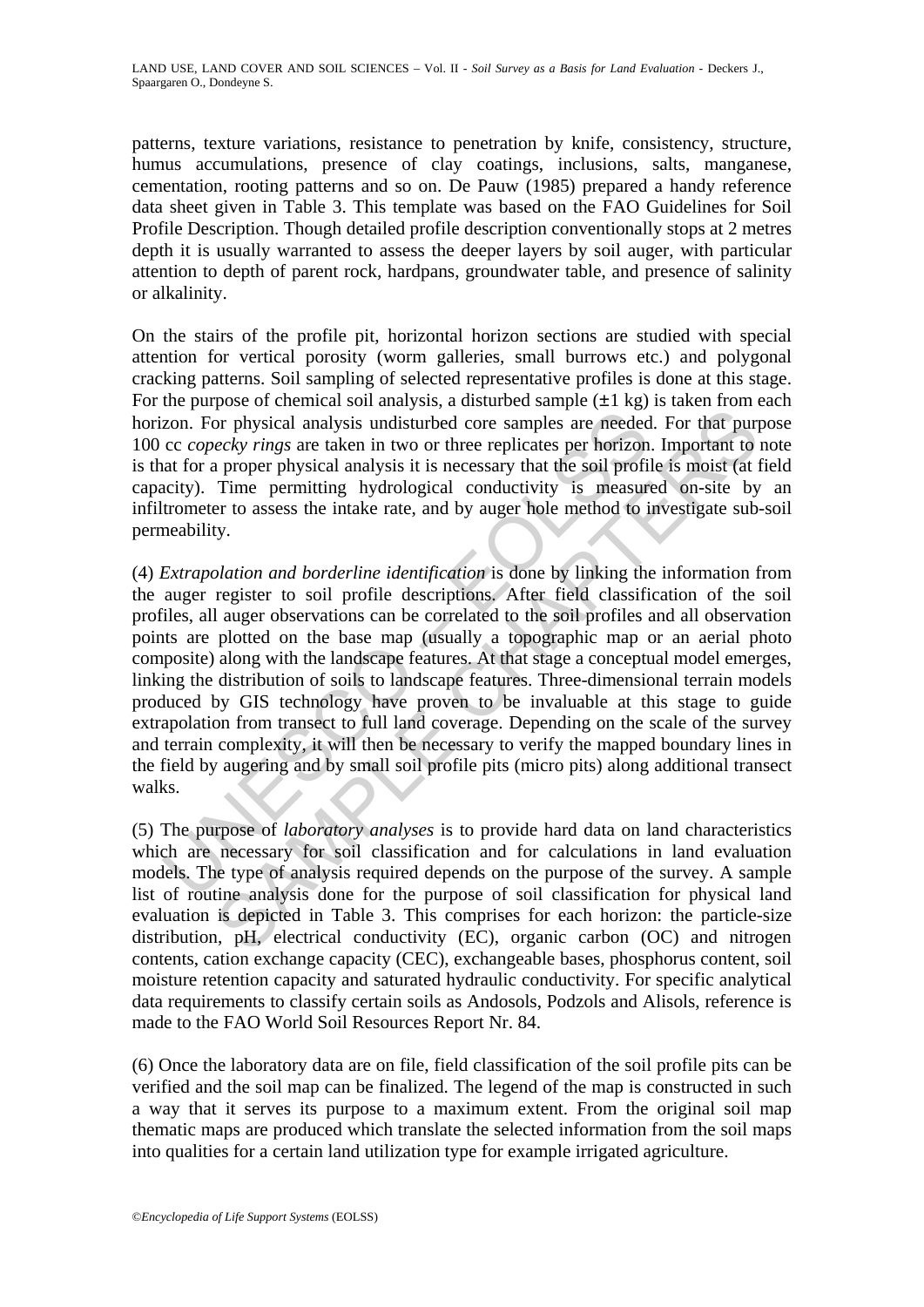patterns, texture variations, resistance to penetration by knife, consistency, structure, humus accumulations, presence of clay coatings, inclusions, salts, manganese, cementation, rooting patterns and so on. De Pauw (1985) prepared a handy reference data sheet given in Table 3. This template was based on the FAO Guidelines for Soil Profile Description. Though detailed profile description conventionally stops at 2 metres depth it is usually warranted to assess the deeper layers by soil auger, with particular attention to depth of parent rock, hardpans, groundwater table, and presence of salinity or alkalinity.

On the stairs of the profile pit, horizontal horizon sections are studied with special attention for vertical porosity (worm galleries, small burrows etc.) and polygonal cracking patterns. Soil sampling of selected representative profiles is done at this stage. For the purpose of chemical soil analysis, a disturbed sample (±1 kg) is taken from each horizon. For physical analysis undisturbed core samples are needed. For that purpose 100 cc *copecky rings* are taken in two or three replicates per horizon. Important to note is that for a proper physical analysis it is necessary that the soil profile is moist (at field capacity). Time permitting hydrological conductivity is measured on-site by an infiltrometer to assess the intake rate, and by auger hole method to investigate sub-soil permeability.

(4) *Extrapolation and borderline identification* is done by linking the information from the auger register to soil profile descriptions. After field classification of the soil profiles, all auger observations can be correlated to the soil profiles and all observation points are plotted on the base map (usually a topographic map or an aerial photo composite) along with the landscape features. At that stage a conceptual model emerges, linking the distribution of soils to landscape features. Three-dimensional terrain models produced by GIS technology have proven to be invaluable at this stage to guide extrapolation from transect to full land coverage. Depending on the scale of the survey and terrain complexity, it will then be necessary to verify the mapped boundary lines in the field by augering and by small soil profile pits (micro pits) along additional transect walks.

(5) The purpose of *laboratory analyses* is to provide hard data on land characteristics which are necessary for soil classification and for calculations in land evaluation models. The type of analysis required depends on the purpose of the survey. A sample list of routine analysis done for the purpose of soil classification for physical land evaluation is depicted in Table 3. This comprises for each horizon: the particle-size distribution, pH, electrical conductivity (EC), organic carbon (OC) and nitrogen contents, cation exchange capacity (CEC), exchangeable bases, phosphorus content, soil moisture retention capacity and saturated hydraulic conductivity. For specific analytical data requirements to classify certain soils as Andosols, Podzols and Alisols, reference is made to the FAO World Soil Resources Report Nr. 84.

(6) Once the laboratory data are on file, field classification of the soil profile pits can be verified and the soil map can be finalized. The legend of the map is constructed in such a way that it serves its purpose to a maximum extent. From the original soil map thematic maps are produced which translate the selected information from the soil maps into qualities for a certain land utilization type for example irrigated agriculture.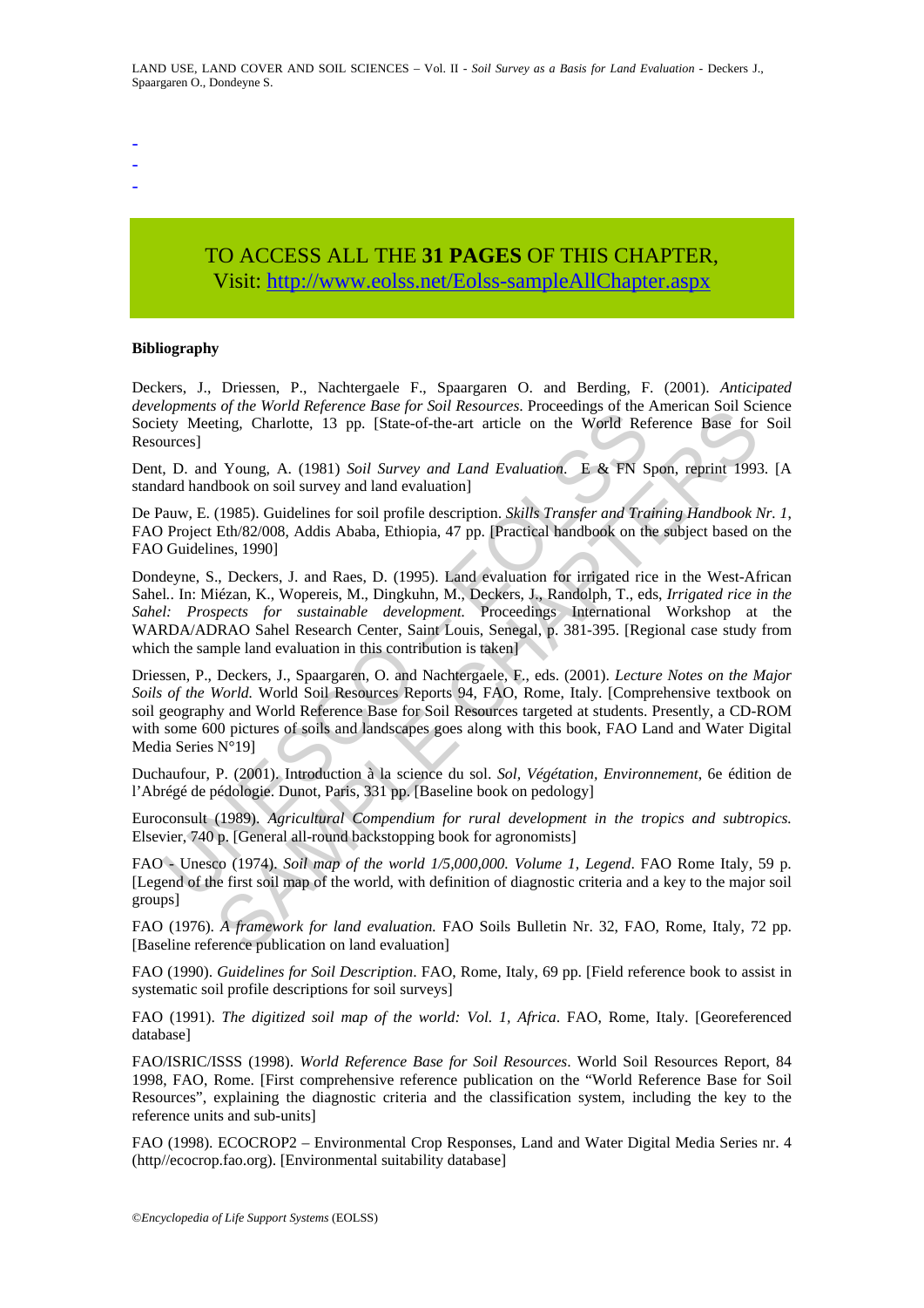-
-
-

TO ACCESS ALL THE **31 PAGES** OF THIS CHAPTER,
Visit: http://www.eolss.net/Eolss-sampleAllChapter.aspx

**Bibliography**

Deckers, J., Driessen, P., Nachtergaele F., Spaargaren O. and Berding, F. (2001). *Anticipated developments of the World Reference Base for Soil Resources*. Proceedings of the American Soil Science Society Meeting, Charlotte, 13 pp. [State-of-the-art article on the World Reference Base for Soil Resources]

Dent, D. and Young, A. (1981) *Soil Survey and Land Evaluation*. E & FN Spon, reprint 1993. [A standard handbook on soil survey and land evaluation]

De Pauw, E. (1985). Guidelines for soil profile description. *Skills Transfer and Training Handbook Nr. 1*, FAO Project Eth/82/008, Addis Ababa, Ethiopia, 47 pp. [Practical handbook on the subject based on the FAO Guidelines, 1990]

Dondeyne, S., Deckers, J. and Raes, D. (1995). Land evaluation for irrigated rice in the West-African Sahel.. In: Miézan, K., Wopereis, M., Dingkuhn, M., Deckers, J., Randolph, T., eds, *Irrigated rice in the Sahel: Prospects for sustainable development.* Proceedings International Workshop at the WARDA/ADRAO Sahel Research Center, Saint Louis, Senegal, p. 381-395. [Regional case study from which the sample land evaluation in this contribution is taken]

Driessen, P., Deckers, J., Spaargaren, O. and Nachtergaele, F., eds. (2001). *Lecture Notes on the Major Soils of the World.* World Soil Resources Reports 94, FAO, Rome, Italy. [Comprehensive textbook on soil geography and World Reference Base for Soil Resources targeted at students. Presently, a CD-ROM with some 600 pictures of soils and landscapes goes along with this book, FAO Land and Water Digital Media Series N°19]

Duchaufour, P. (2001). Introduction à la science du sol. *Sol, Végétation, Environnement*, 6e édition de l'Abrégé de pédologie. Dunot, Paris, 331 pp. [Baseline book on pedology]

Euroconsult (1989). *Agricultural Compendium for rural development in the tropics and subtropics.* Elsevier, 740 p. [General all-round backstopping book for agronomists]

FAO - Unesco (1974). *Soil map of the world 1/5,000,000. Volume 1, Legend*. FAO Rome Italy, 59 p. [Legend of the first soil map of the world, with definition of diagnostic criteria and a key to the major soil groups]

FAO (1976). *A framework for land evaluation.* FAO Soils Bulletin Nr. 32, FAO, Rome, Italy, 72 pp. [Baseline reference publication on land evaluation]

FAO (1990). *Guidelines for Soil Description*. FAO, Rome, Italy, 69 pp. [Field reference book to assist in systematic soil profile descriptions for soil surveys]

FAO (1991). *The digitized soil map of the world: Vol. 1, Africa*. FAO, Rome, Italy. [Georeferenced database]

FAO/ISRIC/ISSS (1998). *World Reference Base for Soil Resources*. World Soil Resources Report, 84 1998, FAO, Rome. [First comprehensive reference publication on the "World Reference Base for Soil Resources", explaining the diagnostic criteria and the classification system, including the key to the reference units and sub-units]

FAO (1998). ECOCROP2 – Environmental Crop Responses, Land and Water Digital Media Series nr. 4 (http//ecocrop.fao.org). [Environmental suitability database]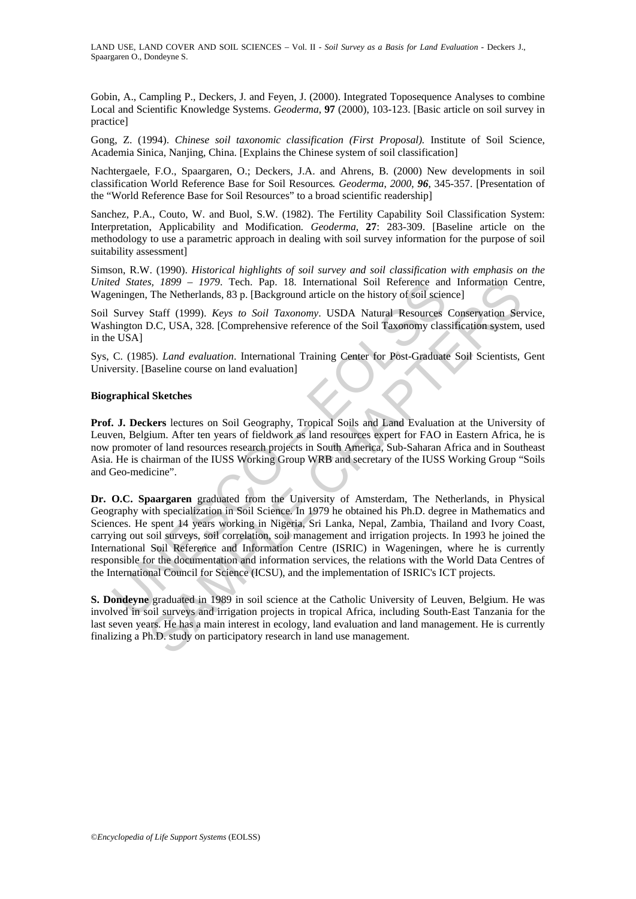Gobin, A., Campling P., Deckers, J. and Feyen, J. (2000). Integrated Toposequence Analyses to combine Local and Scientific Knowledge Systems. *Geoderma*, **97** (2000), 103-123. [Basic article on soil survey in practice]

Gong, Z. (1994). *Chinese soil taxonomic classification (First Proposal).* Institute of Soil Science, Academia Sinica, Nanjing, China. [Explains the Chinese system of soil classification]

Nachtergaele, F.O., Spaargaren, O.; Deckers, J.A. and Ahrens, B. (2000) New developments in soil classification World Reference Base for Soil Resources*. Geoderma, 2000*, ***96***, 345-357. [Presentation of the "World Reference Base for Soil Resources" to a broad scientific readership]

Sanchez, P.A., Couto, W. and Buol, S.W. (1982). The Fertility Capability Soil Classification System: Interpretation, Applicability and Modification*. Geoderma*, **27**: 283-309. [Baseline article on the methodology to use a parametric approach in dealing with soil survey information for the purpose of soil suitability assessment]

Simson, R.W. (1990). *Historical highlights of soil survey and soil classification with emphasis on the United States, 1899 – 1979*. Tech. Pap. 18. International Soil Reference and Information Centre, Wageningen, The Netherlands, 83 p. [Background article on the history of soil science]

Soil Survey Staff (1999). *Keys to Soil Taxonomy*. USDA Natural Resources Conservation Service, Washington D.C, USA, 328. [Comprehensive reference of the Soil Taxonomy classification system, used in the USA]

Sys, C. (1985). *Land evaluation*. International Training Center for Post-Graduate Soil Scientists, Gent University. [Baseline course on land evaluation]

**Biographical Sketches**

**Prof. J. Deckers** lectures on Soil Geography, Tropical Soils and Land Evaluation at the University of Leuven, Belgium. After ten years of fieldwork as land resources expert for FAO in Eastern Africa, he is now promoter of land resources research projects in South America, Sub-Saharan Africa and in Southeast Asia. He is chairman of the IUSS Working Group WRB and secretary of the IUSS Working Group "Soils and Geo-medicine".

**Dr. O.C. Spaargaren** graduated from the University of Amsterdam, The Netherlands, in Physical Geography with specialization in Soil Science. In 1979 he obtained his Ph.D. degree in Mathematics and Sciences. He spent 14 years working in Nigeria, Sri Lanka, Nepal, Zambia, Thailand and Ivory Coast, carrying out soil surveys, soil correlation, soil management and irrigation projects. In 1993 he joined the International Soil Reference and Information Centre (ISRIC) in Wageningen, where he is currently responsible for the documentation and information services, the relations with the World Data Centres of the International Council for Science (ICSU), and the implementation of ISRIC's ICT projects.

**S. Dondeyne** graduated in 1989 in soil science at the Catholic University of Leuven, Belgium. He was involved in soil surveys and irrigation projects in tropical Africa, including South-East Tanzania for the last seven years. He has a main interest in ecology, land evaluation and land management. He is currently finalizing a Ph.D. study on participatory research in land use management.